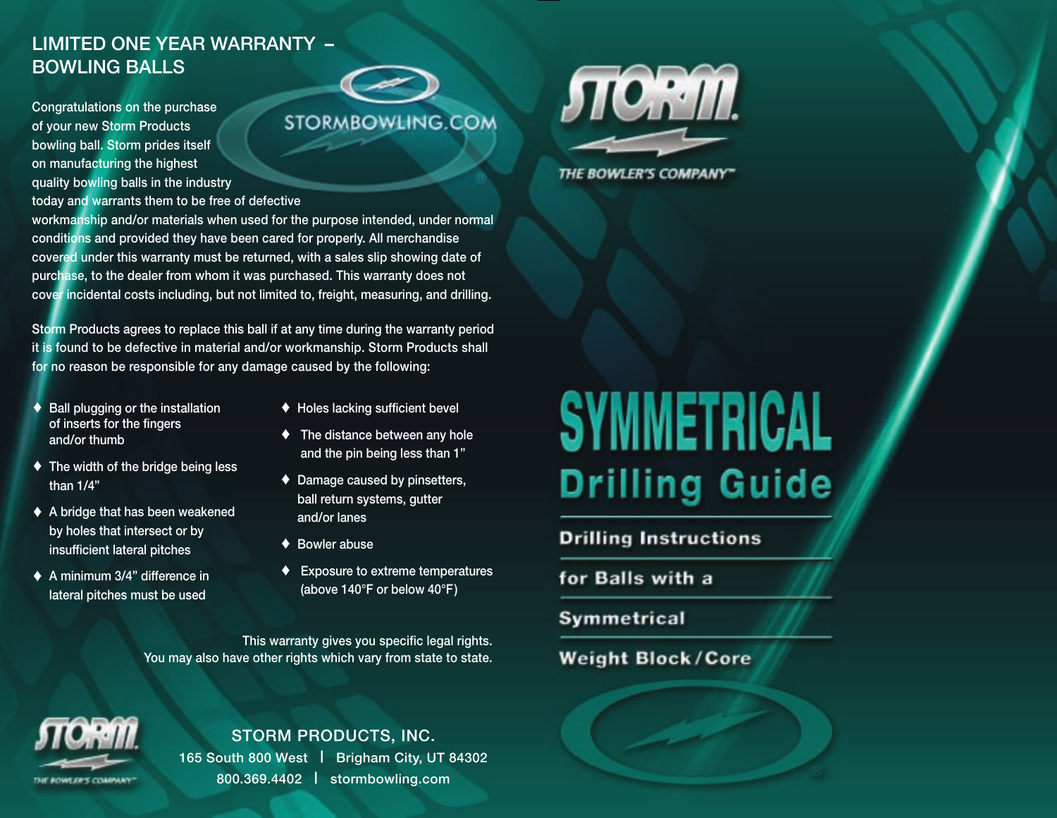## LIMITED ONE YEAR WARRANTY – BOWLING BALLS

STORMBOWLING.COM

Congratulations on the purchase of your new Storm Products bowling ball. Storm prides itself on manufacturing the highest quality bowling balls in the industry today and warrants them to be free of defective workmanship and/or materials when used for the purpose intended, under normal conditions and provided they have been cared for properly. All merchandise covered under this warranty must be returned, with a sales slip showing date of purchase, to the dealer from whom it was purchased. This warranty does not cover incidental costs including, but not limited to, freight, measuring, and drilling.

Storm Products agrees to replace this ball if at any time during the warranty period it is found to be defective in material and/or workmanship. Storm Products shall for no reason be responsible for any damage caused by the following:

- Ball plugging or the installation of inserts for the fingers and/or thumb
- The width of the bridge being less than 1/4”
- A bridge that has been weakened by holes that intersect or by insufficient lateral pitches
- A minimum 3/4” difference in lateral pitches must be used
- Holes lacking sufficient bevel
- The distance between any hole and the pin being less than 1”
- Damage caused by pinsetters, ball return systems, gutter and/or lanes
- Bowler abuse
- Exposure to extreme temperatures (above 140°F or below 40°F)

This warranty gives you specific legal rights. You may also have other rights which vary from state to state.

STORM — THE BOWLER'S COMPANY™

**STORM PRODUCTS, INC.**
165 South 800 West | Brigham City, UT 84302
800.369.4402 | stormbowling.com

STORM — THE BOWLER'S COMPANY™

# SYMMETRICAL Drilling Guide

## Drilling Instructions for Balls with a Symmetrical Weight Block/Core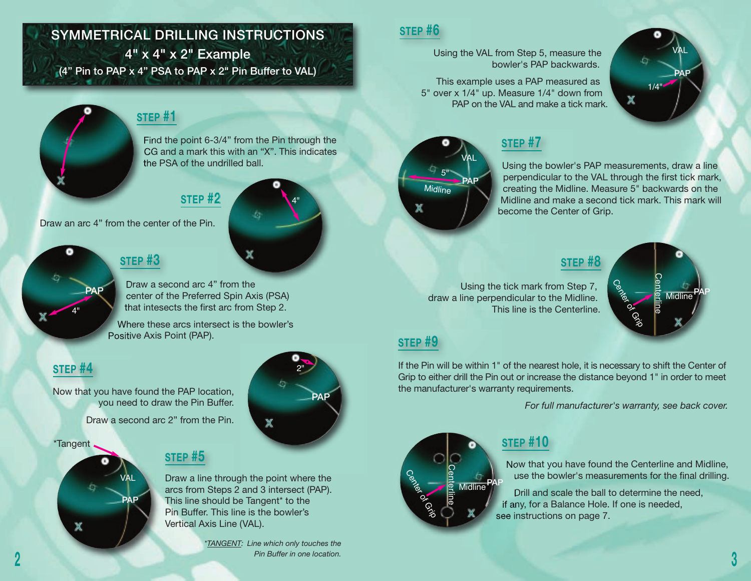# SYMMETRICAL DRILLING INSTRUCTIONS

## 4" x 4" x 2" Example

(4" Pin to PAP x 4" PSA to PAP x 2" Pin Buffer to VAL)

### STEP #1

Find the point 6-3/4" from the Pin through the CG and a mark this with an "X". This indicates the PSA of the undrilled ball.

### STEP #2

Draw an arc 4" from the center of the Pin.

### STEP #3

Draw a second arc 4" from the center of the Preferred Spin Axis (PSA) that intesects the first arc from Step 2.

Where these arcs intersect is the bowler's Positive Axis Point (PAP).

### STEP #4

Now that you have found the PAP location, you need to draw the Pin Buffer.

Draw a second arc 2" from the Pin.

### STEP #5

Draw a line through the point where the arcs from Steps 2 and 3 intersect (PAP). This line should be Tangent* to the Pin Buffer. This line is the bowler's Vertical Axis Line (VAL).

*\*TANGENT: Line which only touches the Pin Buffer in one location.*

### STEP #6

Using the VAL from Step 5, measure the bowler's PAP backwards.

This example uses a PAP measured as 5" over x 1/4" up. Measure 1/4" down from PAP on the VAL and make a tick mark.

### STEP #7

Using the bowler's PAP measurements, draw a line perpendicular to the VAL through the first tick mark, creating the Midline. Measure 5" backwards on the Midline and make a second tick mark. This mark will become the Center of Grip.

### STEP #8

Using the tick mark from Step 7, draw a line perpendicular to the Midline. This line is the Centerline.

### STEP #9

If the Pin will be within 1" of the nearest hole, it is necessary to shift the Center of Grip to either drill the Pin out or increase the distance beyond 1" in order to meet the manufacturer's warranty requirements.

*For full manufacturer's warranty, see back cover.*

### STEP #10

Now that you have found the Centerline and Midline, use the bowler's measurements for the final drilling.

Drill and scale the ball to determine the need, if any, for a Balance Hole. If one is needed, see instructions on page 7.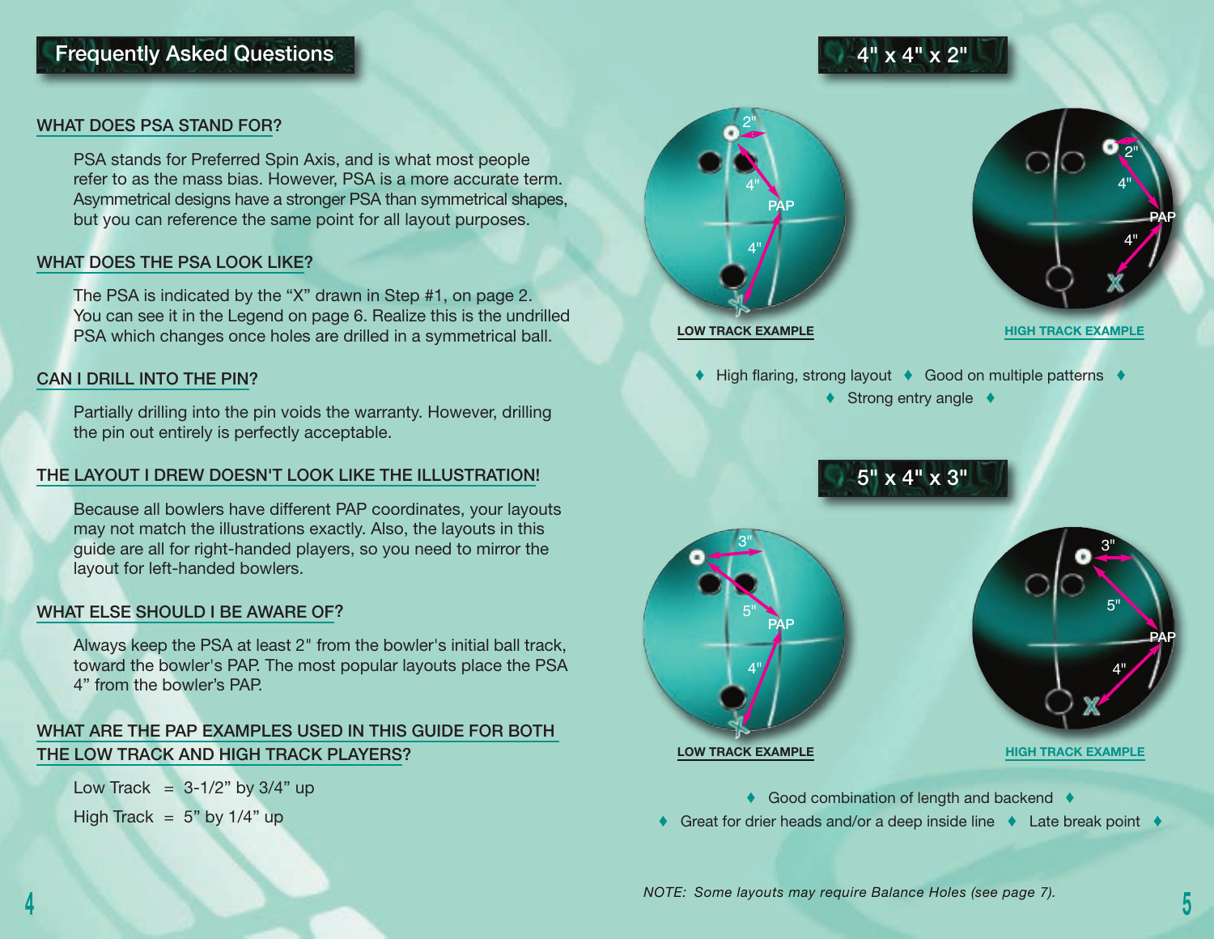## Frequently Asked Questions

### WHAT DOES PSA STAND FOR?

PSA stands for Preferred Spin Axis, and is what most people refer to as the mass bias. However, PSA is a more accurate term. Asymmetrical designs have a stronger PSA than symmetrical shapes, but you can reference the same point for all layout purposes.

### WHAT DOES THE PSA LOOK LIKE?

The PSA is indicated by the “X” drawn in Step #1, on page 2. You can see it in the Legend on page 6. Realize this is the undrilled PSA which changes once holes are drilled in a symmetrical ball.

### CAN I DRILL INTO THE PIN?

Partially drilling into the pin voids the warranty. However, drilling the pin out entirely is perfectly acceptable.

### THE LAYOUT I DREW DOESN'T LOOK LIKE THE ILLUSTRATION!

Because all bowlers have different PAP coordinates, your layouts may not match the illustrations exactly. Also, the layouts in this guide are all for right-handed players, so you need to mirror the layout for left-handed bowlers.

### WHAT ELSE SHOULD I BE AWARE OF?

Always keep the PSA at least 2" from the bowler's initial ball track, toward the bowler's PAP. The most popular layouts place the PSA 4” from the bowler’s PAP.

### WHAT ARE THE PAP EXAMPLES USED IN THIS GUIDE FOR BOTH THE LOW TRACK AND HIGH TRACK PLAYERS?

Low Track = 3-1/2” by 3/4” up

High Track = 5” by 1/4” up

## 4" x 4" x 2"

LOW TRACK EXAMPLE

HIGH TRACK EXAMPLE

♦ High flaring, strong layout ♦ Good on multiple patterns ♦ Strong entry angle ♦

## 5" x 4" x 3"

LOW TRACK EXAMPLE

HIGH TRACK EXAMPLE

♦ Good combination of length and backend ♦ Great for drier heads and/or a deep inside line ♦ Late break point ♦

*NOTE: Some layouts may require Balance Holes (see page 7).*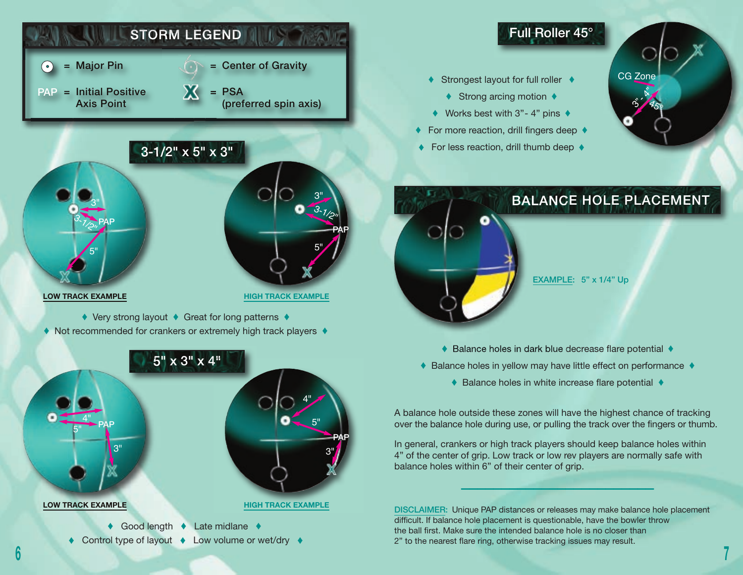## STORM LEGEND

- ◉ = Major Pin
- PAP = Initial Positive Axis Point
- = Center of Gravity
- X = PSA (preferred spin axis)

## 3-1/2" x 5" x 3"

3"
3-1/2"
PAP
5"

LOW TRACK EXAMPLE

HIGH TRACK EXAMPLE

♦ Very strong layout ♦ Great for long patterns ♦
♦ Not recommended for crankers or extremely high track players ♦

## 5" x 3" x 4"

4"
5"
PAP
3"

LOW TRACK EXAMPLE

HIGH TRACK EXAMPLE

♦ Good length ♦ Late midlane ♦
♦ Control type of layout ♦ Low volume or wet/dry ♦

## Full Roller 45°

♦ Strongest layout for full roller ♦
♦ Strong arcing motion ♦
♦ Works best with 3"- 4" pins ♦
♦ For more reaction, drill fingers deep ♦
♦ For less reaction, drill thumb deep ♦

CG Zone
3" - 4"
45°

## BALANCE HOLE PLACEMENT

EXAMPLE: 5" x 1/4" Up

♦ Balance holes in dark blue decrease flare potential ♦
♦ Balance holes in yellow may have little effect on performance ♦
♦ Balance holes in white increase flare potential ♦

A balance hole outside these zones will have the highest chance of tracking over the balance hole during use, or pulling the track over the fingers or thumb.

In general, crankers or high track players should keep balance holes within 4" of the center of grip. Low track or low rev players are normally safe with balance holes within 6" of their center of grip.

DISCLAIMER: Unique PAP distances or releases may make balance hole placement difficult. If balance hole placement is questionable, have the bowler throw the ball first. Make sure the intended balance hole is no closer than 2" to the nearest flare ring, otherwise tracking issues may result.